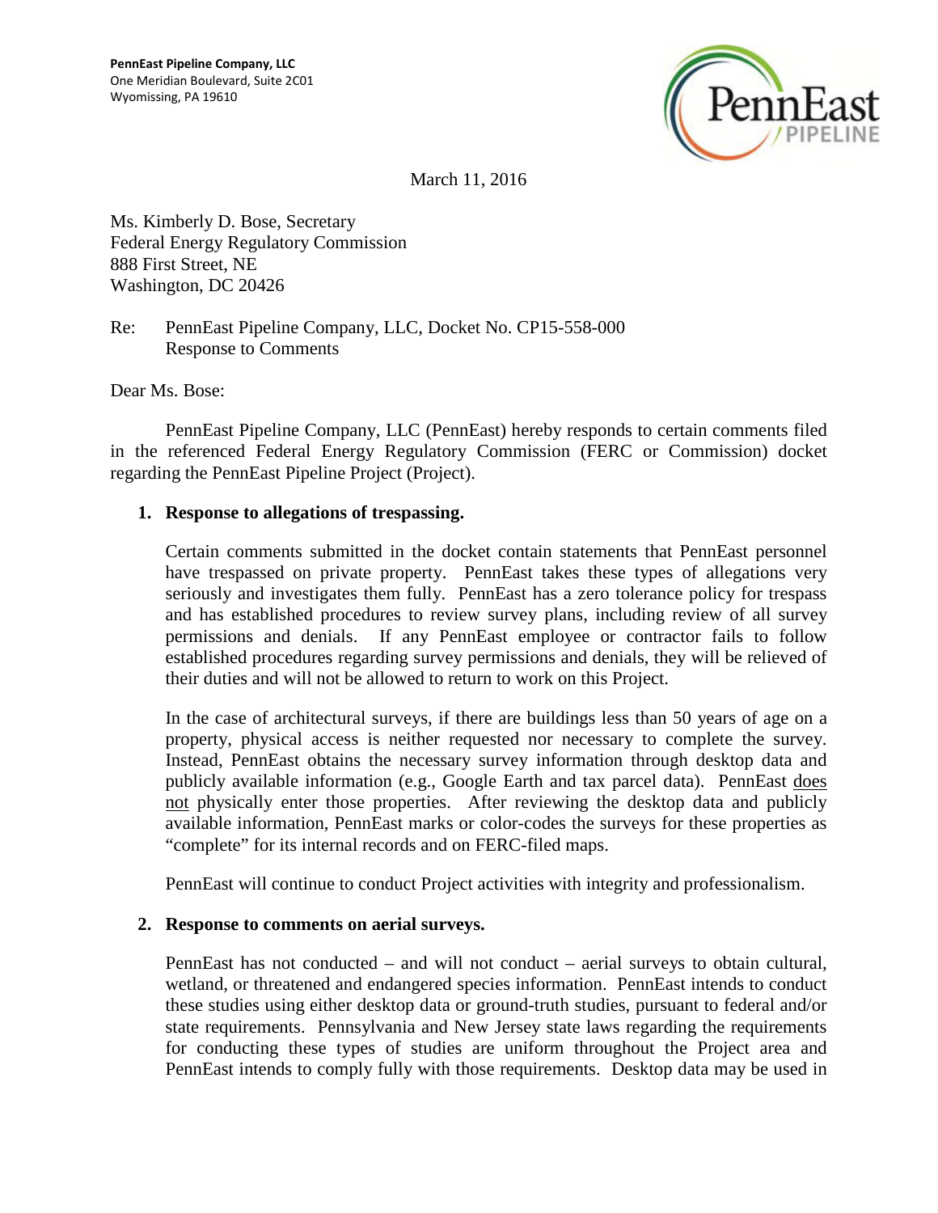**PennEast Pipeline Company, LLC**
One Meridian Boulevard, Suite 2C01
Wyomissing, PA 19610

March 11, 2016

Ms. Kimberly D. Bose, Secretary
Federal Energy Regulatory Commission
888 First Street, NE
Washington, DC 20426

Re: PennEast Pipeline Company, LLC, Docket No. CP15-558-000
Response to Comments

Dear Ms. Bose:

PennEast Pipeline Company, LLC (PennEast) hereby responds to certain comments filed in the referenced Federal Energy Regulatory Commission (FERC or Commission) docket regarding the PennEast Pipeline Project (Project).

**1. Response to allegations of trespassing.**

Certain comments submitted in the docket contain statements that PennEast personnel have trespassed on private property. PennEast takes these types of allegations very seriously and investigates them fully. PennEast has a zero tolerance policy for trespass and has established procedures to review survey plans, including review of all survey permissions and denials. If any PennEast employee or contractor fails to follow established procedures regarding survey permissions and denials, they will be relieved of their duties and will not be allowed to return to work on this Project.

In the case of architectural surveys, if there are buildings less than 50 years of age on a property, physical access is neither requested nor necessary to complete the survey. Instead, PennEast obtains the necessary survey information through desktop data and publicly available information (e.g., Google Earth and tax parcel data). PennEast <u>does not</u> physically enter those properties. After reviewing the desktop data and publicly available information, PennEast marks or color-codes the surveys for these properties as "complete" for its internal records and on FERC-filed maps.

PennEast will continue to conduct Project activities with integrity and professionalism.

**2. Response to comments on aerial surveys.**

PennEast has not conducted – and will not conduct – aerial surveys to obtain cultural, wetland, or threatened and endangered species information. PennEast intends to conduct these studies using either desktop data or ground-truth studies, pursuant to federal and/or state requirements. Pennsylvania and New Jersey state laws regarding the requirements for conducting these types of studies are uniform throughout the Project area and PennEast intends to comply fully with those requirements. Desktop data may be used in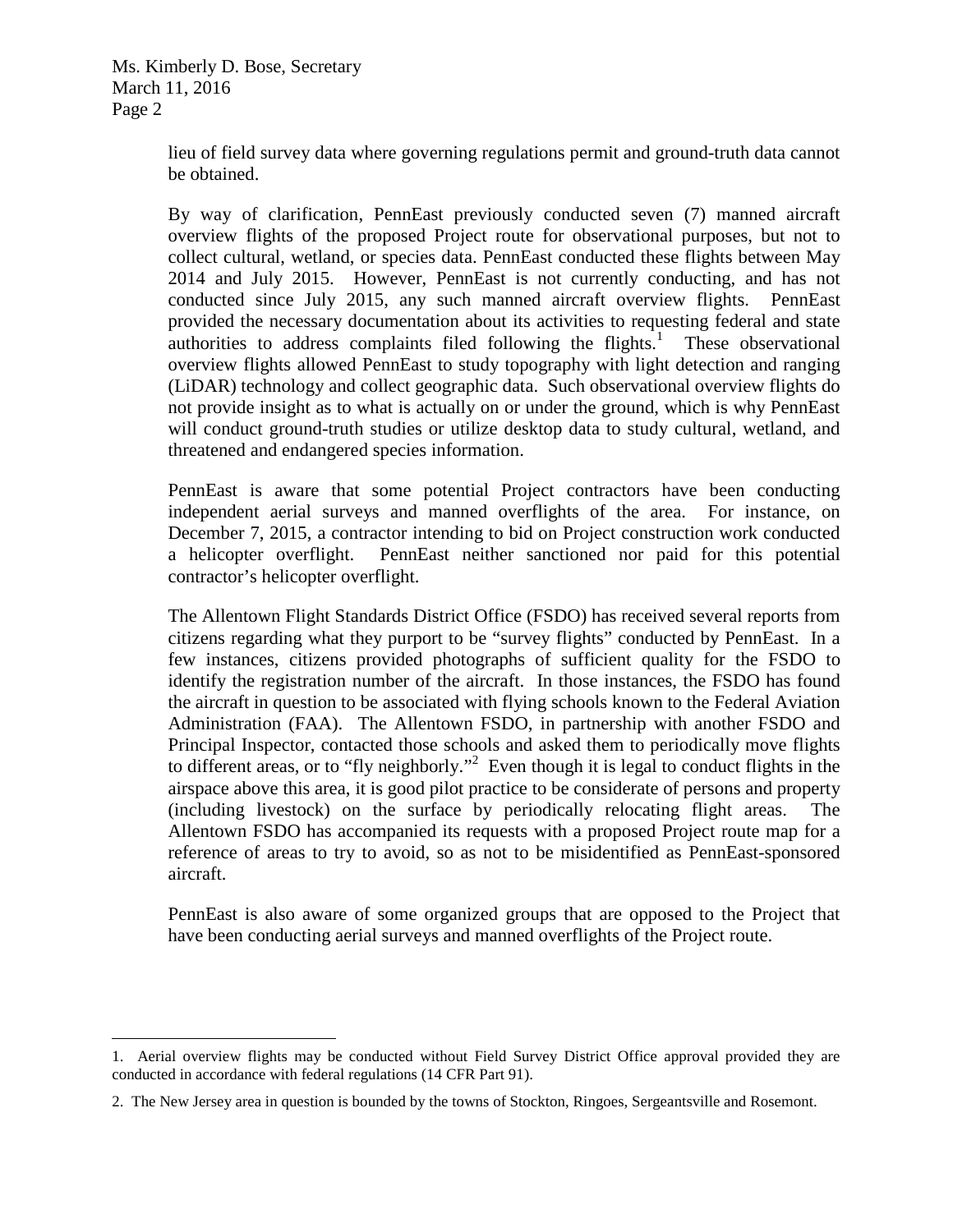lieu of field survey data where governing regulations permit and ground-truth data cannot be obtained.

By way of clarification, PennEast previously conducted seven (7) manned aircraft overview flights of the proposed Project route for observational purposes, but not to collect cultural, wetland, or species data. PennEast conducted these flights between May 2014 and July 2015. However, PennEast is not currently conducting, and has not conducted since July 2015, any such manned aircraft overview flights. PennEast provided the necessary documentation about its activities to requesting federal and state authorities to address complaints filed following the flights.[1] These observational overview flights allowed PennEast to study topography with light detection and ranging (LiDAR) technology and collect geographic data. Such observational overview flights do not provide insight as to what is actually on or under the ground, which is why PennEast will conduct ground-truth studies or utilize desktop data to study cultural, wetland, and threatened and endangered species information.

PennEast is aware that some potential Project contractors have been conducting independent aerial surveys and manned overflights of the area. For instance, on December 7, 2015, a contractor intending to bid on Project construction work conducted a helicopter overflight. PennEast neither sanctioned nor paid for this potential contractor's helicopter overflight.

The Allentown Flight Standards District Office (FSDO) has received several reports from citizens regarding what they purport to be "survey flights" conducted by PennEast. In a few instances, citizens provided photographs of sufficient quality for the FSDO to identify the registration number of the aircraft. In those instances, the FSDO has found the aircraft in question to be associated with flying schools known to the Federal Aviation Administration (FAA). The Allentown FSDO, in partnership with another FSDO and Principal Inspector, contacted those schools and asked them to periodically move flights to different areas, or to "fly neighborly."[2] Even though it is legal to conduct flights in the airspace above this area, it is good pilot practice to be considerate of persons and property (including livestock) on the surface by periodically relocating flight areas. The Allentown FSDO has accompanied its requests with a proposed Project route map for a reference of areas to try to avoid, so as not to be misidentified as PennEast-sponsored aircraft.

PennEast is also aware of some organized groups that are opposed to the Project that have been conducting aerial surveys and manned overflights of the Project route.

---

1. Aerial overview flights may be conducted without Field Survey District Office approval provided they are conducted in accordance with federal regulations (14 CFR Part 91).

2. The New Jersey area in question is bounded by the towns of Stockton, Ringoes, Sergeantsville and Rosemont.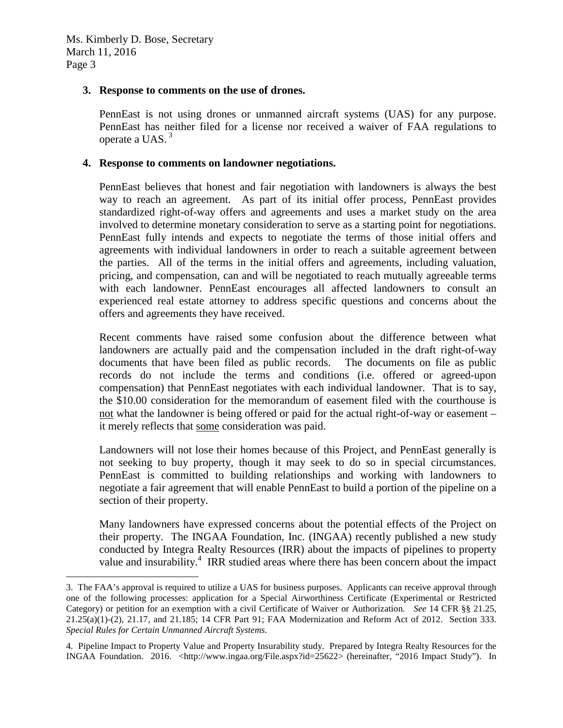**3. Response to comments on the use of drones.**

PennEast is not using drones or unmanned aircraft systems (UAS) for any purpose. PennEast has neither filed for a license nor received a waiver of FAA regulations to operate a UAS. [3]

**4. Response to comments on landowner negotiations.**

PennEast believes that honest and fair negotiation with landowners is always the best way to reach an agreement. As part of its initial offer process, PennEast provides standardized right-of-way offers and agreements and uses a market study on the area involved to determine monetary consideration to serve as a starting point for negotiations. PennEast fully intends and expects to negotiate the terms of those initial offers and agreements with individual landowners in order to reach a suitable agreement between the parties. All of the terms in the initial offers and agreements, including valuation, pricing, and compensation, can and will be negotiated to reach mutually agreeable terms with each landowner. PennEast encourages all affected landowners to consult an experienced real estate attorney to address specific questions and concerns about the offers and agreements they have received.

Recent comments have raised some confusion about the difference between what landowners are actually paid and the compensation included in the draft right-of-way documents that have been filed as public records. The documents on file as public records do not include the terms and conditions (i.e. offered or agreed-upon compensation) that PennEast negotiates with each individual landowner. That is to say, the $10.00 consideration for the memorandum of easement filed with the courthouse is <u>not</u> what the landowner is being offered or paid for the actual right-of-way or easement – it merely reflects that <u>some</u> consideration was paid.

Landowners will not lose their homes because of this Project, and PennEast generally is not seeking to buy property, though it may seek to do so in special circumstances. PennEast is committed to building relationships and working with landowners to negotiate a fair agreement that will enable PennEast to build a portion of the pipeline on a section of their property.

Many landowners have expressed concerns about the potential effects of the Project on their property. The INGAA Foundation, Inc. (INGAA) recently published a new study conducted by Integra Realty Resources (IRR) about the impacts of pipelines to property value and insurability.[4] IRR studied areas where there has been concern about the impact

---

3. The FAA's approval is required to utilize a UAS for business purposes. Applicants can receive approval through one of the following processes: application for a Special Airworthiness Certificate (Experimental or Restricted Category) or petition for an exemption with a civil Certificate of Waiver or Authorization. *See* 14 CFR §§ 21.25, 21.25(a)(1)-(2), 21.17, and 21.185; 14 CFR Part 91; FAA Modernization and Reform Act of 2012. Section 333. *Special Rules for Certain Unmanned Aircraft Systems.*

4. Pipeline Impact to Property Value and Property Insurability study. Prepared by Integra Realty Resources for the INGAA Foundation. 2016. <http://www.ingaa.org/File.aspx?id=25622> (hereinafter, "2016 Impact Study"). In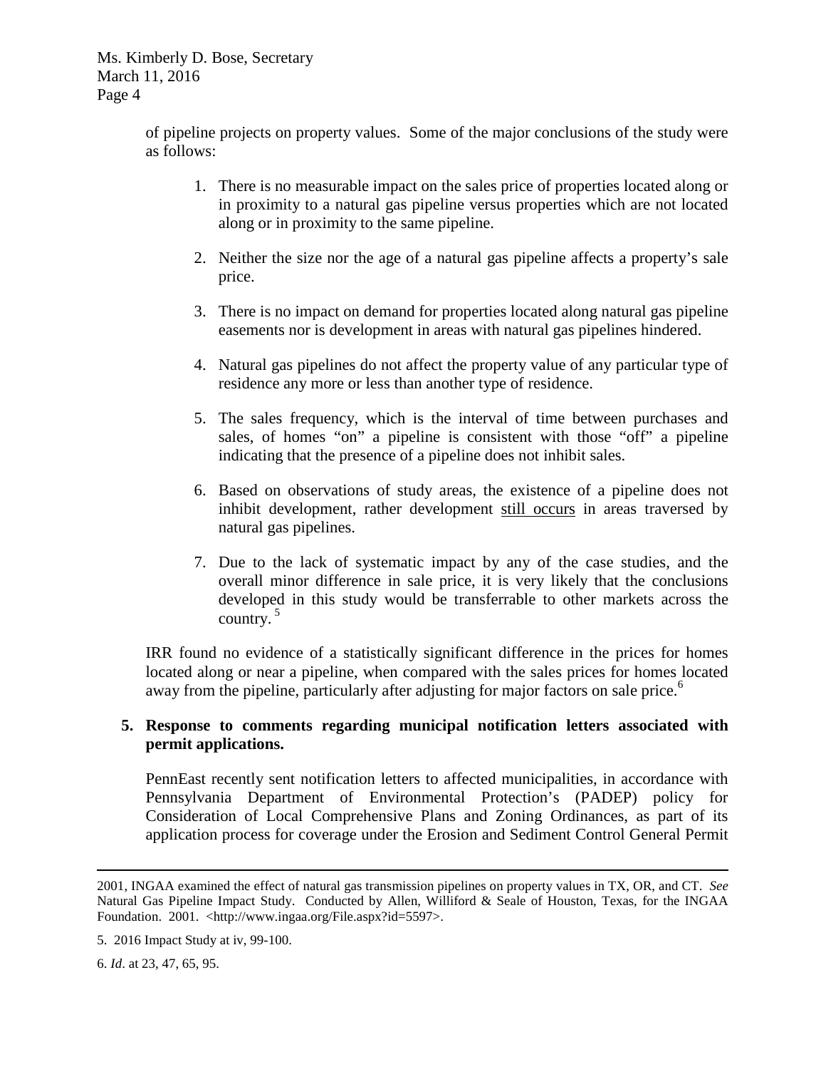of pipeline projects on property values. Some of the major conclusions of the study were as follows:

1. There is no measurable impact on the sales price of properties located along or in proximity to a natural gas pipeline versus properties which are not located along or in proximity to the same pipeline.

2. Neither the size nor the age of a natural gas pipeline affects a property's sale price.

3. There is no impact on demand for properties located along natural gas pipeline easements nor is development in areas with natural gas pipelines hindered.

4. Natural gas pipelines do not affect the property value of any particular type of residence any more or less than another type of residence.

5. The sales frequency, which is the interval of time between purchases and sales, of homes "on" a pipeline is consistent with those "off" a pipeline indicating that the presence of a pipeline does not inhibit sales.

6. Based on observations of study areas, the existence of a pipeline does not inhibit development, rather development <u>still occurs</u> in areas traversed by natural gas pipelines.

7. Due to the lack of systematic impact by any of the case studies, and the overall minor difference in sale price, it is very likely that the conclusions developed in this study would be transferrable to other markets across the country.[5]

IRR found no evidence of a statistically significant difference in the prices for homes located along or near a pipeline, when compared with the sales prices for homes located away from the pipeline, particularly after adjusting for major factors on sale price.[6]

**5. Response to comments regarding municipal notification letters associated with permit applications.**

PennEast recently sent notification letters to affected municipalities, in accordance with Pennsylvania Department of Environmental Protection's (PADEP) policy for Consideration of Local Comprehensive Plans and Zoning Ordinances, as part of its application process for coverage under the Erosion and Sediment Control General Permit

---

2001, INGAA examined the effect of natural gas transmission pipelines on property values in TX, OR, and CT. *See* Natural Gas Pipeline Impact Study. Conducted by Allen, Williford & Seale of Houston, Texas, for the INGAA Foundation. 2001. <http://www.ingaa.org/File.aspx?id=5597>.

5. 2016 Impact Study at iv, 99-100.

6. *Id*. at 23, 47, 65, 95.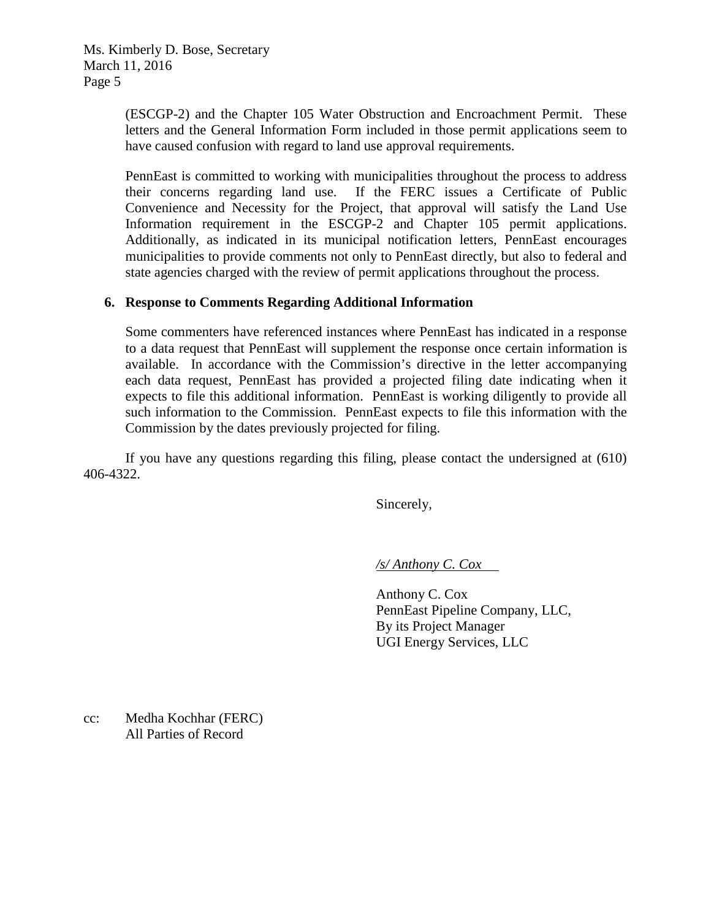(ESCGP-2) and the Chapter 105 Water Obstruction and Encroachment Permit. These letters and the General Information Form included in those permit applications seem to have caused confusion with regard to land use approval requirements.

PennEast is committed to working with municipalities throughout the process to address their concerns regarding land use. If the FERC issues a Certificate of Public Convenience and Necessity for the Project, that approval will satisfy the Land Use Information requirement in the ESCGP-2 and Chapter 105 permit applications. Additionally, as indicated in its municipal notification letters, PennEast encourages municipalities to provide comments not only to PennEast directly, but also to federal and state agencies charged with the review of permit applications throughout the process.

**6. Response to Comments Regarding Additional Information**

Some commenters have referenced instances where PennEast has indicated in a response to a data request that PennEast will supplement the response once certain information is available. In accordance with the Commission's directive in the letter accompanying each data request, PennEast has provided a projected filing date indicating when it expects to file this additional information. PennEast is working diligently to provide all such information to the Commission. PennEast expects to file this information with the Commission by the dates previously projected for filing.

If you have any questions regarding this filing, please contact the undersigned at (610) 406-4322.

Sincerely,

*/s/ Anthony C. Cox*

Anthony C. Cox
PennEast Pipeline Company, LLC,
By its Project Manager
UGI Energy Services, LLC

cc: Medha Kochhar (FERC)
All Parties of Record